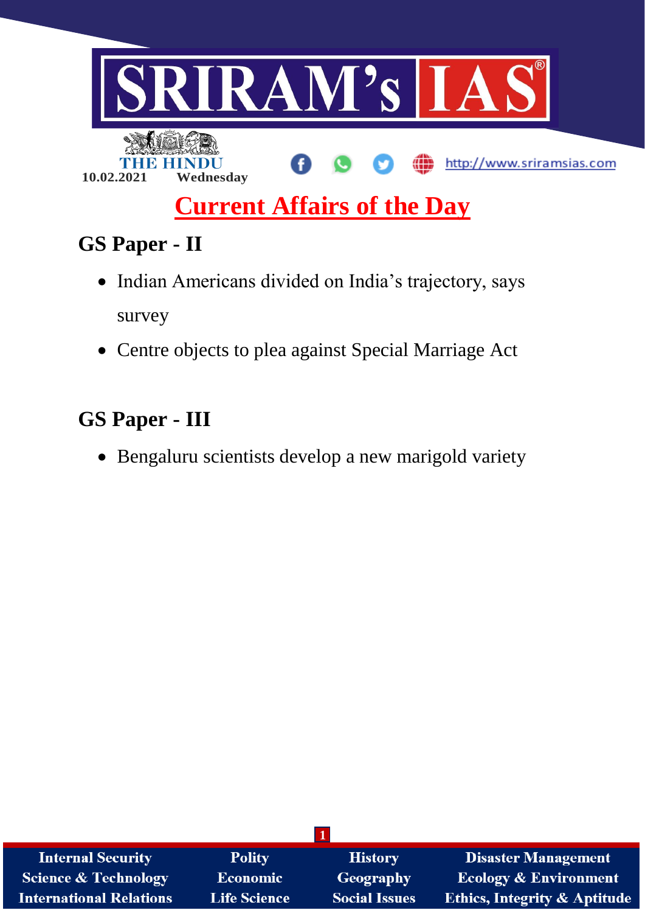10.02.2021 Wednesday

# Current Affairs of the Day

## GS Paper - II

- Indian Americans divided on India's trajectory, says survey
- Centre objects to plea against Special Marriage Act

## GS Paper - III

- Bengaluru scientists develop a new marigold variety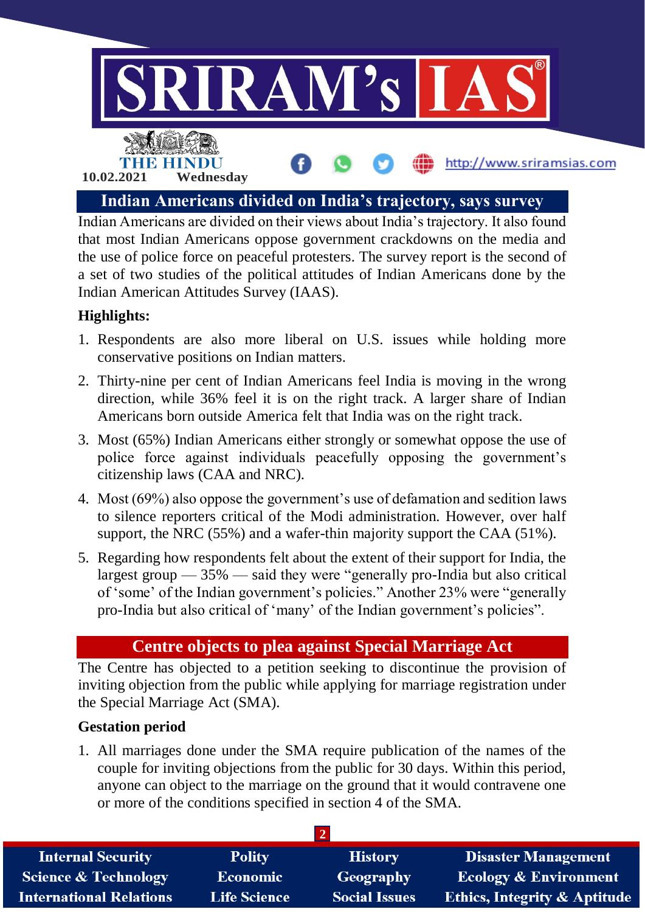## Indian Americans divided on India's trajectory, says survey

Indian Americans are divided on their views about India's trajectory. It also found that most Indian Americans oppose government crackdowns on the media and the use of police force on peaceful protesters. The survey report is the second of a set of two studies of the political attitudes of Indian Americans done by the Indian American Attitudes Survey (IAAS).

**Highlights:**

1. Respondents are also more liberal on U.S. issues while holding more conservative positions on Indian matters.
2. Thirty-nine per cent of Indian Americans feel India is moving in the wrong direction, while 36% feel it is on the right track. A larger share of Indian Americans born outside America felt that India was on the right track.
3. Most (65%) Indian Americans either strongly or somewhat oppose the use of police force against individuals peacefully opposing the government's citizenship laws (CAA and NRC).
4. Most (69%) also oppose the government's use of defamation and sedition laws to silence reporters critical of the Modi administration. However, over half support, the NRC (55%) and a wafer-thin majority support the CAA (51%).
5. Regarding how respondents felt about the extent of their support for India, the largest group — 35% — said they were "generally pro-India but also critical of 'some' of the Indian government's policies." Another 23% were "generally pro-India but also critical of 'many' of the Indian government's policies".

## Centre objects to plea against Special Marriage Act

The Centre has objected to a petition seeking to discontinue the provision of inviting objection from the public while applying for marriage registration under the Special Marriage Act (SMA).

**Gestation period**

1. All marriages done under the SMA require publication of the names of the couple for inviting objections from the public for 30 days. Within this period, anyone can object to the marriage on the ground that it would contravene one or more of the conditions specified in section 4 of the SMA.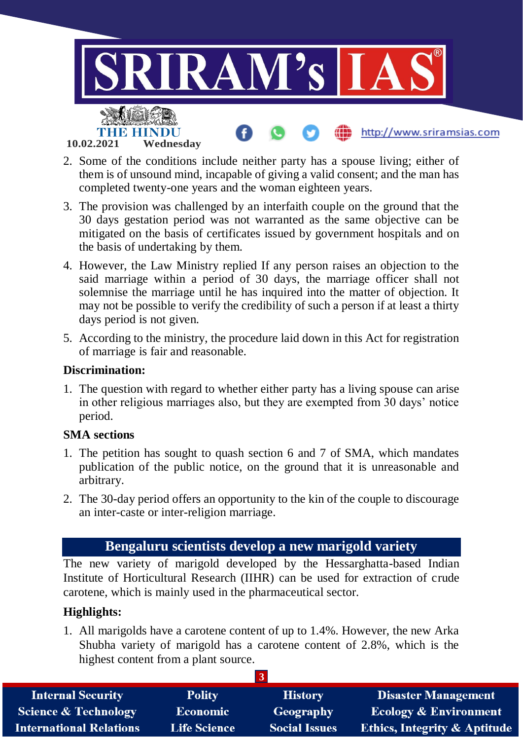2. Some of the conditions include neither party has a spouse living; either of them is of unsound mind, incapable of giving a valid consent; and the man has completed twenty-one years and the woman eighteen years.
3. The provision was challenged by an interfaith couple on the ground that the 30 days gestation period was not warranted as the same objective can be mitigated on the basis of certificates issued by government hospitals and on the basis of undertaking by them.
4. However, the Law Ministry replied If any person raises an objection to the said marriage within a period of 30 days, the marriage officer shall not solemnise the marriage until he has inquired into the matter of objection. It may not be possible to verify the credibility of such a person if at least a thirty days period is not given.
5. According to the ministry, the procedure laid down in this Act for registration of marriage is fair and reasonable.

**Discrimination:**

1. The question with regard to whether either party has a living spouse can arise in other religious marriages also, but they are exempted from 30 days' notice period.

**SMA sections**

1. The petition has sought to quash section 6 and 7 of SMA, which mandates publication of the public notice, on the ground that it is unreasonable and arbitrary.
2. The 30-day period offers an opportunity to the kin of the couple to discourage an inter-caste or inter-religion marriage.

## Bengaluru scientists develop a new marigold variety

The new variety of marigold developed by the Hessarghatta-based Indian Institute of Horticultural Research (IIHR) can be used for extraction of crude carotene, which is mainly used in the pharmaceutical sector.

**Highlights:**

1. All marigolds have a carotene content of up to 1.4%. However, the new Arka Shubha variety of marigold has a carotene content of 2.8%, which is the highest content from a plant source.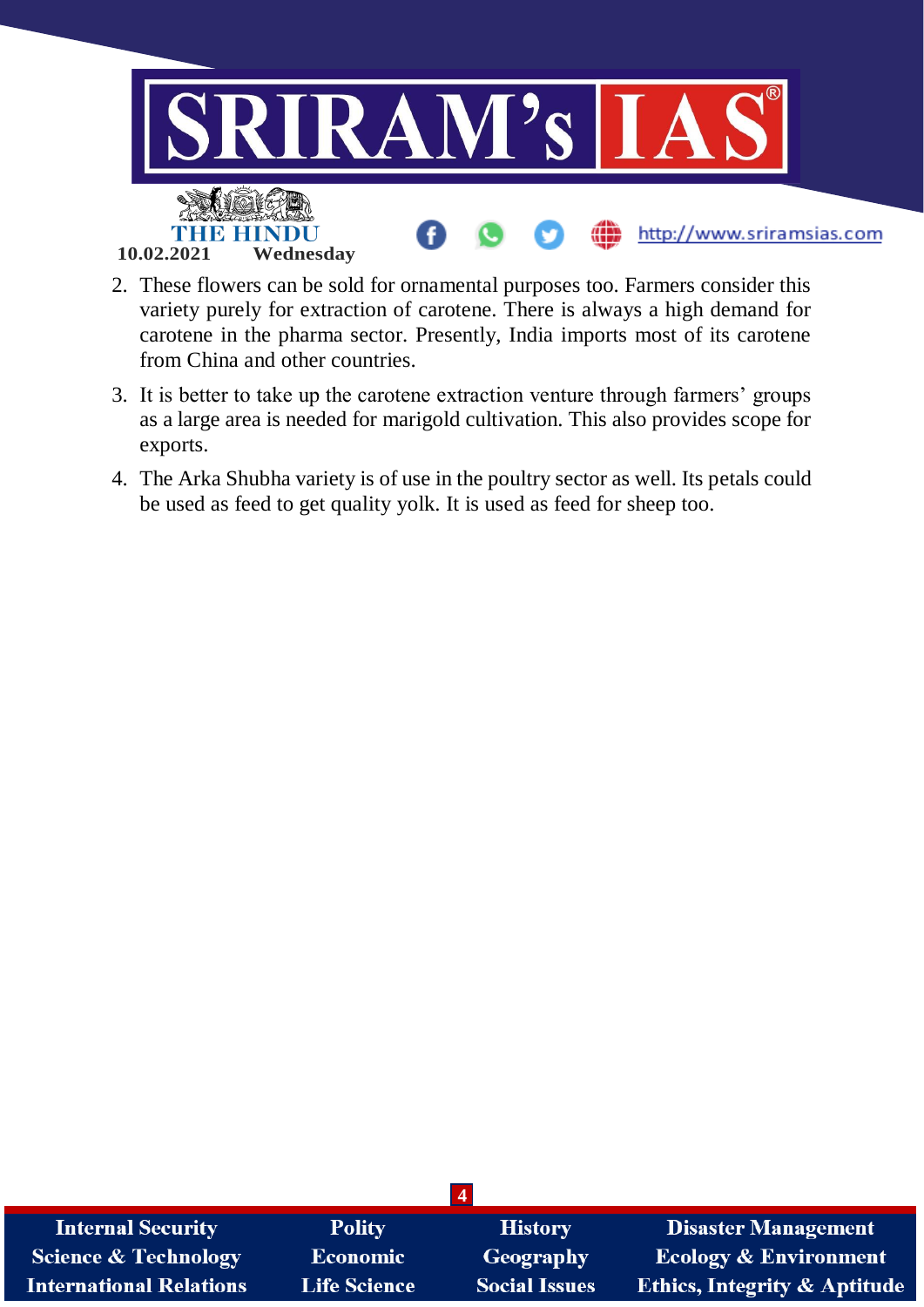2. These flowers can be sold for ornamental purposes too. Farmers consider this variety purely for extraction of carotene. There is always a high demand for carotene in the pharma sector. Presently, India imports most of its carotene from China and other countries.
3. It is better to take up the carotene extraction venture through farmers' groups as a large area is needed for marigold cultivation. This also provides scope for exports.
4. The Arka Shubha variety is of use in the poultry sector as well. Its petals could be used as feed to get quality yolk. It is used as feed for sheep too.